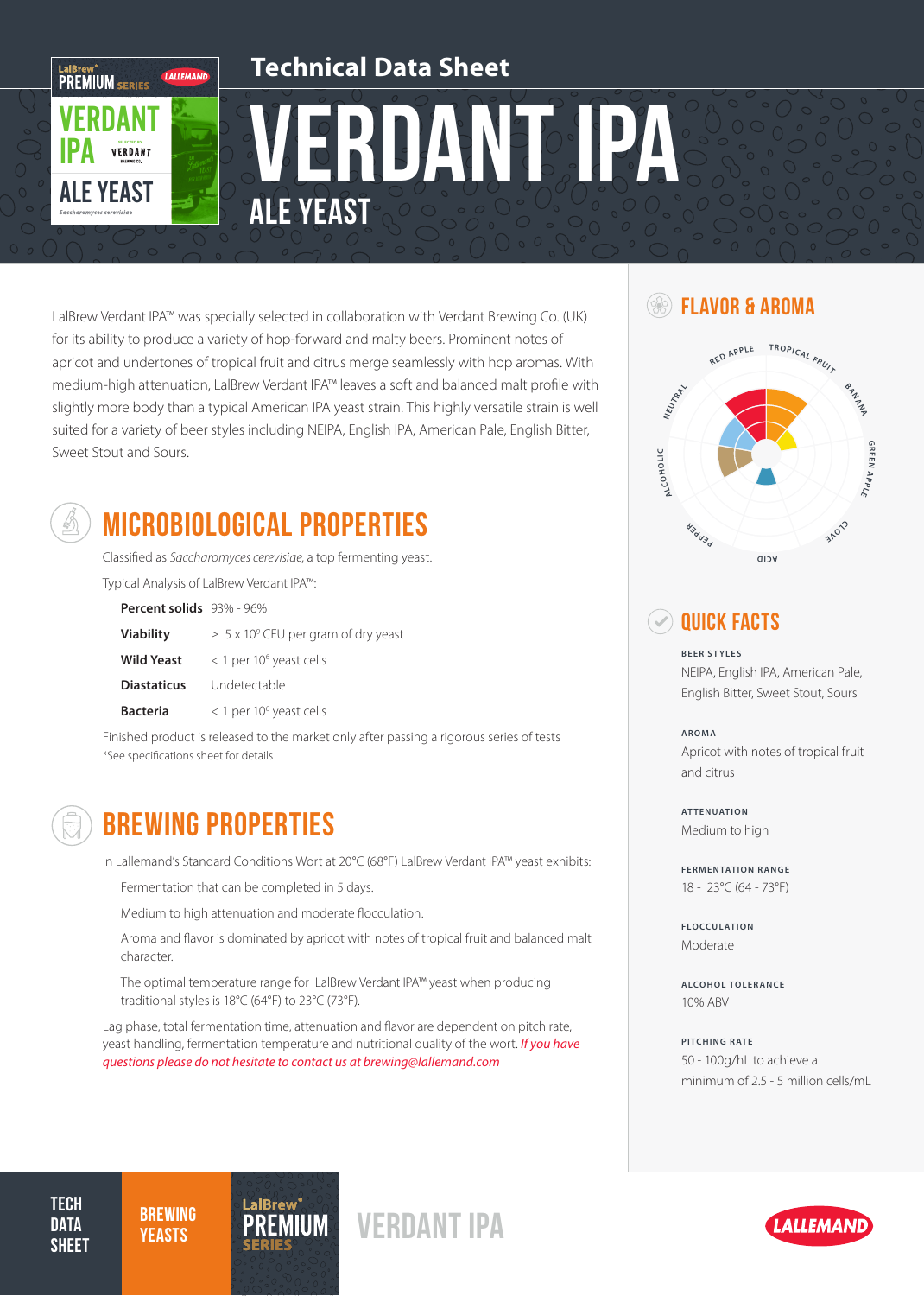# Technical Data Sheet

# VERDANT IPA

## ALE YEAST

LalBrew Verdant IPA™ was specially selected in collaboration with Verdant Brewing Co. (UK) for its ability to produce a variety of hop-forward and malty beers. Prominent notes of apricot and undertones of tropical fruit and citrus merge seamlessly with hop aromas. With medium-high attenuation, LalBrew Verdant IPA™ leaves a soft and balanced malt profile with slightly more body than a typical American IPA yeast strain. This highly versatile strain is well suited for a variety of beer styles including NEIPA, English IPA, American Pale, English Bitter, Sweet Stout and Sours.

## MICROBIOLOGICAL PROPERTIES

Classified as *Saccharomyces cerevisiae*, a top fermenting yeast.

Typical Analysis of LalBrew Verdant IPA™:

| | |
|---|---|
| **Percent solids** | 93% - 96% |
| **Viability** | ≥ 5 x $10^9$ CFU per gram of dry yeast |
| **Wild Yeast** | < 1 per $10^6$ yeast cells |
| **Diastaticus** | Undetectable |
| **Bacteria** | < 1 per $10^6$ yeast cells |

Finished product is released to the market only after passing a rigorous series of tests
*See specifications sheet for details

## BREWING PROPERTIES

In Lallemand's Standard Conditions Wort at 20°C (68°F) LalBrew Verdant IPA™ yeast exhibits:

- Fermentation that can be completed in 5 days.
- Medium to high attenuation and moderate flocculation.
- Aroma and flavor is dominated by apricot with notes of tropical fruit and balanced malt character.
- The optimal temperature range for LalBrew Verdant IPA™ yeast when producing traditional styles is 18°C (64°F) to 23°C (73°F).

Lag phase, total fermentation time, attenuation and flavor are dependent on pitch rate, yeast handling, fermentation temperature and nutritional quality of the wort. *If you have questions please do not hesitate to contact us at brewing@lallemand.com*

## FLAVOR & AROMA

Red Apple, Tropical Fruit, Banana, Green Apple, Clove, Acid, Pepper, Alcoholic, Neutral

## QUICK FACTS

**BEER STYLES**
NEIPA, English IPA, American Pale, English Bitter, Sweet Stout, Sours

**AROMA**
Apricot with notes of tropical fruit and citrus

**ATTENUATION**
Medium to high

**FERMENTATION RANGE**
18 - 23°C (64 - 73°F)

**FLOCCULATION**
Moderate

**ALCOHOL TOLERANCE**
10% ABV

**PITCHING RATE**
50 - 100g/hL to achieve a minimum of 2.5 - 5 million cells/mL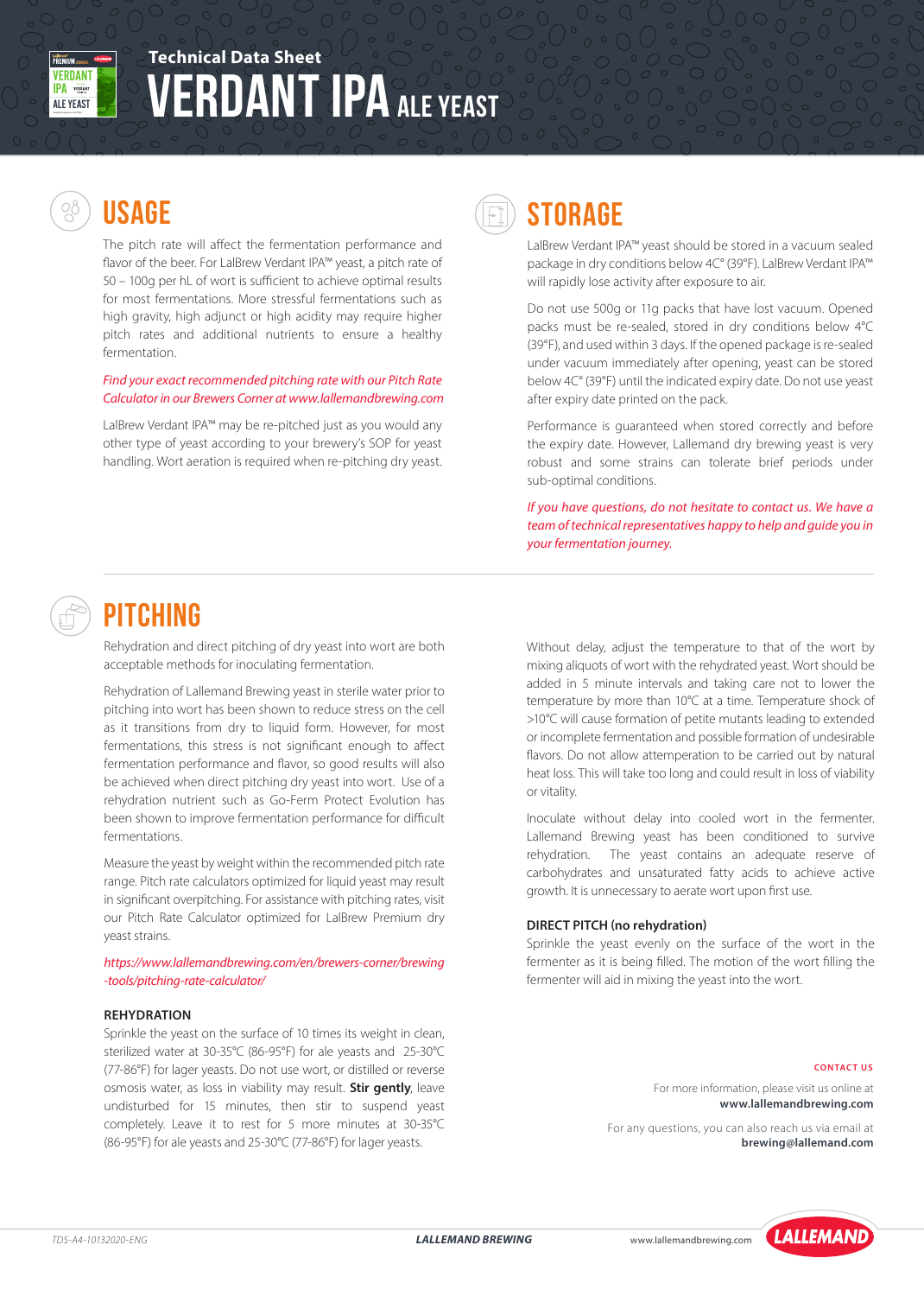Technical Data Sheet

# VERDANT IPA ALE YEAST

## USAGE

The pitch rate will affect the fermentation performance and flavor of the beer. For LalBrew Verdant IPA™ yeast, a pitch rate of 50 – 100g per hL of wort is sufficient to achieve optimal results for most fermentations. More stressful fermentations such as high gravity, high adjunct or high acidity may require higher pitch rates and additional nutrients to ensure a healthy fermentation.

*Find your exact recommended pitching rate with our Pitch Rate Calculator in our Brewers Corner at www.lallemandbrewing.com*

LalBrew Verdant IPA™ may be re-pitched just as you would any other type of yeast according to your brewery's SOP for yeast handling. Wort aeration is required when re-pitching dry yeast.

## STORAGE

LalBrew Verdant IPA™ yeast should be stored in a vacuum sealed package in dry conditions below 4C° (39°F). LalBrew Verdant IPA™ will rapidly lose activity after exposure to air.

Do not use 500g or 11g packs that have lost vacuum. Opened packs must be re-sealed, stored in dry conditions below 4°C (39°F), and used within 3 days. If the opened package is re-sealed under vacuum immediately after opening, yeast can be stored below 4C° (39°F) until the indicated expiry date. Do not use yeast after expiry date printed on the pack.

Performance is guaranteed when stored correctly and before the expiry date. However, Lallemand dry brewing yeast is very robust and some strains can tolerate brief periods under sub-optimal conditions.

*If you have questions, do not hesitate to contact us. We have a team of technical representatives happy to help and guide you in your fermentation journey.*

## PITCHING

Rehydration and direct pitching of dry yeast into wort are both acceptable methods for inoculating fermentation.

Rehydration of Lallemand Brewing yeast in sterile water prior to pitching into wort has been shown to reduce stress on the cell as it transitions from dry to liquid form. However, for most fermentations, this stress is not significant enough to affect fermentation performance and flavor, so good results will also be achieved when direct pitching dry yeast into wort. Use of a rehydration nutrient such as Go-Ferm Protect Evolution has been shown to improve fermentation performance for difficult fermentations.

Measure the yeast by weight within the recommended pitch rate range. Pitch rate calculators optimized for liquid yeast may result in significant overpitching. For assistance with pitching rates, visit our Pitch Rate Calculator optimized for LalBrew Premium dry yeast strains.

*https://www.lallemandbrewing.com/en/brewers-corner/brewing-tools/pitching-rate-calculator/*

### REHYDRATION

Sprinkle the yeast on the surface of 10 times its weight in clean, sterilized water at 30-35°C (86-95°F) for ale yeasts and 25-30°C (77-86°F) for lager yeasts. Do not use wort, or distilled or reverse osmosis water, as loss in viability may result. **Stir gently**, leave undisturbed for 15 minutes, then stir to suspend yeast completely. Leave it to rest for 5 more minutes at 30-35°C (86-95°F) for ale yeasts and 25-30°C (77-86°F) for lager yeasts.

Without delay, adjust the temperature to that of the wort by mixing aliquots of wort with the rehydrated yeast. Wort should be added in 5 minute intervals and taking care not to lower the temperature by more than 10°C at a time. Temperature shock of >10°C will cause formation of petite mutants leading to extended or incomplete fermentation and possible formation of undesirable flavors. Do not allow attemperation to be carried out by natural heat loss. This will take too long and could result in loss of viability or vitality.

Inoculate without delay into cooled wort in the fermenter. Lallemand Brewing yeast has been conditioned to survive rehydration. The yeast contains an adequate reserve of carbohydrates and unsaturated fatty acids to achieve active growth. It is unnecessary to aerate wort upon first use.

### DIRECT PITCH (no rehydration)

Sprinkle the yeast evenly on the surface of the wort in the fermenter as it is being filled. The motion of the wort filling the fermenter will aid in mixing the yeast into the wort.

**CONTACT US**

For more information, please visit us online at
**www.lallemandbrewing.com**

For any questions, you can also reach us via email at
**brewing@lallemand.com**

TDS-A4-10132020-ENG